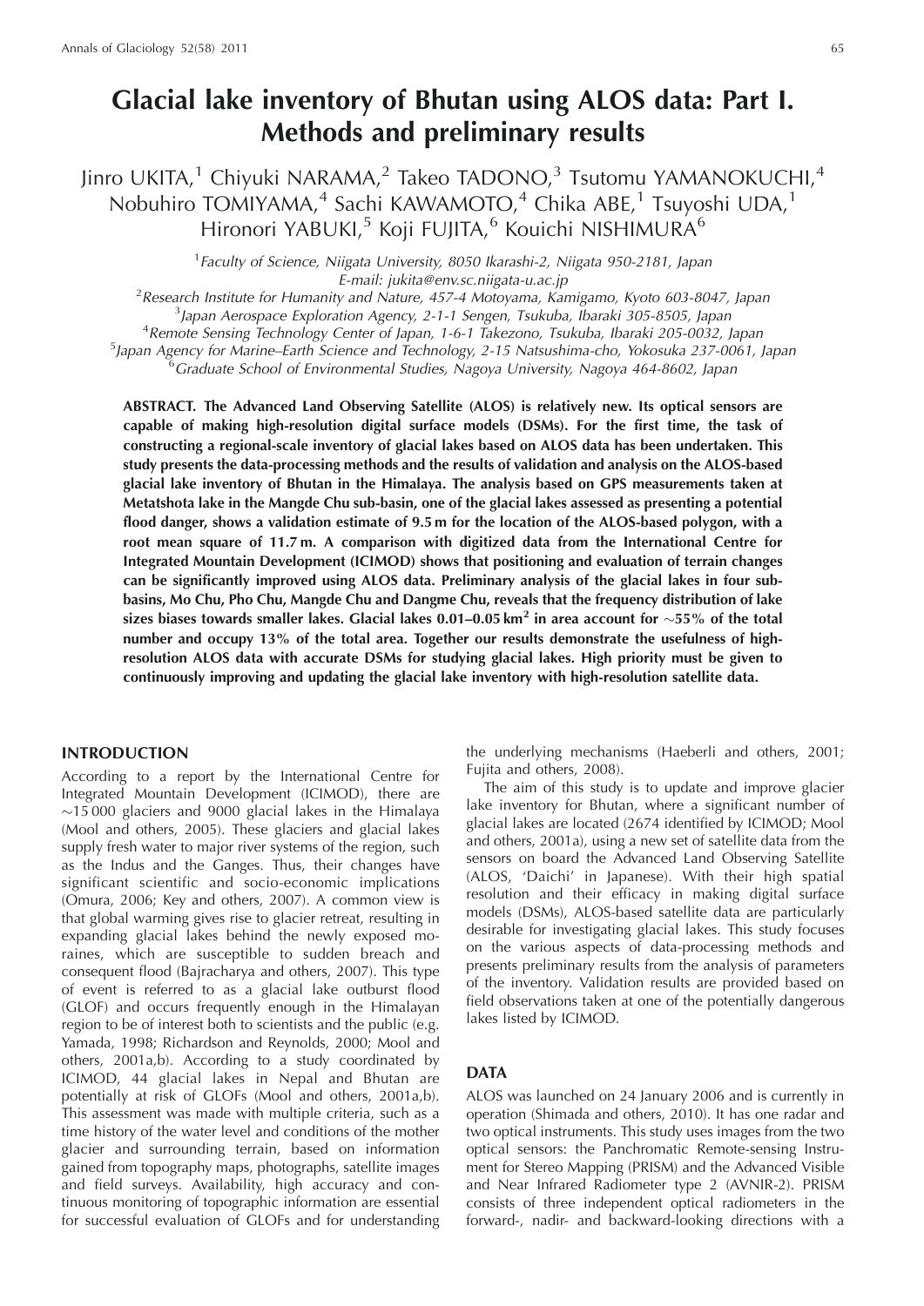# Glacial lake inventory of Bhutan using ALOS data: Part I. Methods and preliminary results

Jinro UKITA,[1] Chiyuki NARAMA,[2] Takeo TADONO,[3] Tsutomu YAMANOKUCHI,[4] Nobuhiro TOMIYAMA,[4] Sachi KAWAMOTO,[4] Chika ABE,[1] Tsuyoshi UDA,[1] Hironori YABUKI,[5] Koji FUJITA,[6] Kouichi NISHIMURA[6]

[1] *Faculty of Science, Niigata University, 8050 Ikarashi-2, Niigata 950-2181, Japan*
*E-mail: jukita@env.sc.niigata-u.ac.jp*

[2] *Research Institute for Humanity and Nature, 457-4 Motoyama, Kamigamo, Kyoto 603-8047, Japan*

[3] *Japan Aerospace Exploration Agency, 2-1-1 Sengen, Tsukuba, Ibaraki 305-8505, Japan*

[4] *Remote Sensing Technology Center of Japan, 1-6-1 Takezono, Tsukuba, Ibaraki 205-0032, Japan*

[5] *Japan Agency for Marine–Earth Science and Technology, 2-15 Natsushima-cho, Yokosuka 237-0061, Japan*

[6] *Graduate School of Environmental Studies, Nagoya University, Nagoya 464-8602, Japan*

**ABSTRACT. The Advanced Land Observing Satellite (ALOS) is relatively new. Its optical sensors are capable of making high-resolution digital surface models (DSMs). For the first time, the task of constructing a regional-scale inventory of glacial lakes based on ALOS data has been undertaken. This study presents the data-processing methods and the results of validation and analysis on the ALOS-based glacial lake inventory of Bhutan in the Himalaya. The analysis based on GPS measurements taken at Metatshota lake in the Mangde Chu sub-basin, one of the glacial lakes assessed as presenting a potential flood danger, shows a validation estimate of 9.5 m for the location of the ALOS-based polygon, with a root mean square of 11.7 m. A comparison with digitized data from the International Centre for Integrated Mountain Development (ICIMOD) shows that positioning and evaluation of terrain changes can be significantly improved using ALOS data. Preliminary analysis of the glacial lakes in four sub-basins, Mo Chu, Pho Chu, Mangde Chu and Dangme Chu, reveals that the frequency distribution of lake sizes biases towards smaller lakes. Glacial lakes 0.01–0.05 km$^2$ in area account for ~55% of the total number and occupy 13% of the total area. Together our results demonstrate the usefulness of high-resolution ALOS data with accurate DSMs for studying glacial lakes. High priority must be given to continuously improving and updating the glacial lake inventory with high-resolution satellite data.**

## INTRODUCTION

According to a report by the International Centre for Integrated Mountain Development (ICIMOD), there are ~15 000 glaciers and 9000 glacial lakes in the Himalaya (Mool and others, 2005). These glaciers and glacial lakes supply fresh water to major river systems of the region, such as the Indus and the Ganges. Thus, their changes have significant scientific and socio-economic implications (Omura, 2006; Key and others, 2007). A common view is that global warming gives rise to glacier retreat, resulting in expanding glacial lakes behind the newly exposed moraines, which are susceptible to sudden breach and consequent flood (Bajracharya and others, 2007). This type of event is referred to as a glacial lake outburst flood (GLOF) and occurs frequently enough in the Himalayan region to be of interest both to scientists and the public (e.g. Yamada, 1998; Richardson and Reynolds, 2000; Mool and others, 2001a,b). According to a study coordinated by ICIMOD, 44 glacial lakes in Nepal and Bhutan are potentially at risk of GLOFs (Mool and others, 2001a,b). This assessment was made with multiple criteria, such as a time history of the water level and conditions of the mother glacier and surrounding terrain, based on information gained from topography maps, photographs, satellite images and field surveys. Availability, high accuracy and continuous monitoring of topographic information are essential for successful evaluation of GLOFs and for understanding the underlying mechanisms (Haeberli and others, 2001; Fujita and others, 2008).

The aim of this study is to update and improve glacier lake inventory for Bhutan, where a significant number of glacial lakes are located (2674 identified by ICIMOD; Mool and others, 2001a), using a new set of satellite data from the sensors on board the Advanced Land Observing Satellite (ALOS, 'Daichi' in Japanese). With their high spatial resolution and their efficacy in making digital surface models (DSMs), ALOS-based satellite data are particularly desirable for investigating glacial lakes. This study focuses on the various aspects of data-processing methods and presents preliminary results from the analysis of parameters of the inventory. Validation results are provided based on field observations taken at one of the potentially dangerous lakes listed by ICIMOD.

## DATA

ALOS was launched on 24 January 2006 and is currently in operation (Shimada and others, 2010). It has one radar and two optical instruments. This study uses images from the two optical sensors: the Panchromatic Remote-sensing Instrument for Stereo Mapping (PRISM) and the Advanced Visible and Near Infrared Radiometer type 2 (AVNIR-2). PRISM consists of three independent optical radiometers in the forward-, nadir- and backward-looking directions with a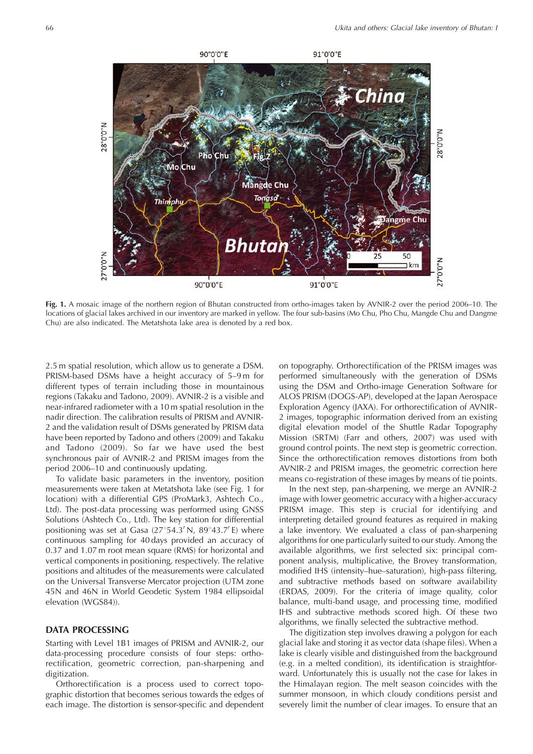Fig. 1. A mosaic image of the northern region of Bhutan constructed from ortho-images taken by AVNIR-2 over the period 2006–10. The locations of glacial lakes archived in our inventory are marked in yellow. The four sub-basins (Mo Chu, Pho Chu, Mangde Chu and Dangme Chu) are also indicated. The Metatshota lake area is denoted by a red box.

2.5 m spatial resolution, which allow us to generate a DSM. PRISM-based DSMs have a height accuracy of 5–9 m for different types of terrain including those in mountainous regions (Takaku and Tadono, 2009). AVNIR-2 is a visible and near-infrared radiometer with a 10 m spatial resolution in the nadir direction. The calibration results of PRISM and AVNIR-2 and the validation result of DSMs generated by PRISM data have been reported by Tadono and others (2009) and Takaku and Tadono (2009). So far we have used the best synchronous pair of AVNIR-2 and PRISM images from the period 2006–10 and continuously updating.

To validate basic parameters in the inventory, position measurements were taken at Metatshota lake (see Fig. 1 for location) with a differential GPS (ProMark3, Ashtech Co., Ltd). The post-data processing was performed using GNSS Solutions (Ashtech Co., Ltd). The key station for differential positioning was set at Gasa (27°54.3′ N, 89°43.7′ E) where continuous sampling for 40 days provided an accuracy of 0.37 and 1.07 m root mean square (RMS) for horizontal and vertical components in positioning, respectively. The relative positions and altitudes of the measurements were calculated on the Universal Transverse Mercator projection (UTM zone 45N and 46N in World Geodetic System 1984 ellipsoidal elevation (WGS84)).

## DATA PROCESSING

Starting with Level 1B1 images of PRISM and AVNIR-2, our data-processing procedure consists of four steps: orthorectification, geometric correction, pan-sharpening and digitization.

Orthorectification is a process used to correct topographic distortion that becomes serious towards the edges of each image. The distortion is sensor-specific and dependent on topography. Orthorectification of the PRISM images was performed simultaneously with the generation of DSMs using the DSM and Ortho-image Generation Software for ALOS PRISM (DOGS-AP), developed at the Japan Aerospace Exploration Agency (JAXA). For orthorectification of AVNIR-2 images, topographic information derived from an existing digital elevation model of the Shuttle Radar Topography Mission (SRTM) (Farr and others, 2007) was used with ground control points. The next step is geometric correction. Since the orthorectification removes distortions from both AVNIR-2 and PRISM images, the geometric correction here means co-registration of these images by means of tie points.

In the next step, pan-sharpening, we merge an AVNIR-2 image with lower geometric accuracy with a higher-accuracy PRISM image. This step is crucial for identifying and interpreting detailed ground features as required in making a lake inventory. We evaluated a class of pan-sharpening algorithms for one particularly suited to our study. Among the available algorithms, we first selected six: principal component analysis, multiplicative, the Brovey transformation, modified IHS (intensity–hue–saturation), high-pass filtering, and subtractive methods based on software availability (ERDAS, 2009). For the criteria of image quality, color balance, multi-band usage, and processing time, modified IHS and subtractive methods scored high. Of these two algorithms, we finally selected the subtractive method.

The digitization step involves drawing a polygon for each glacial lake and storing it as vector data (shape files). When a lake is clearly visible and distinguished from the background (e.g. in a melted condition), its identification is straightforward. Unfortunately this is usually not the case for lakes in the Himalayan region. The melt season coincides with the summer monsoon, in which cloudy conditions persist and severely limit the number of clear images. To ensure that an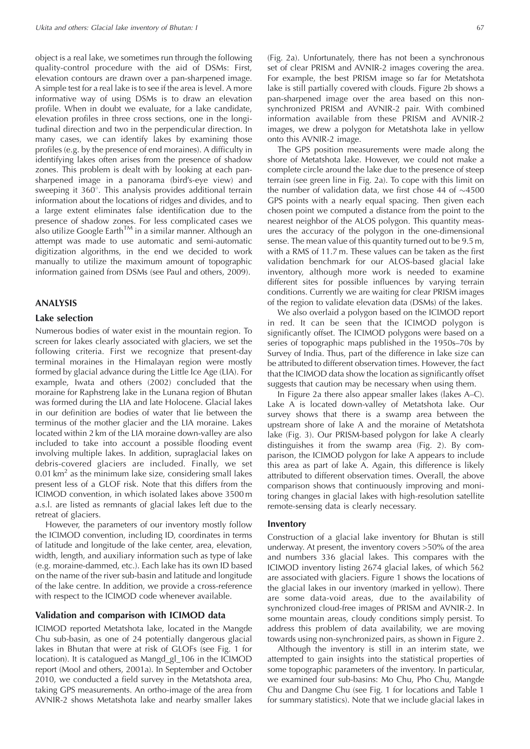object is a real lake, we sometimes run through the following quality-control procedure with the aid of DSMs: First, elevation contours are drawn over a pan-sharpened image. A simple test for a real lake is to see if the area is level. A more informative way of using DSMs is to draw an elevation profile. When in doubt we evaluate, for a lake candidate, elevation profiles in three cross sections, one in the longitudinal direction and two in the perpendicular direction. In many cases, we can identify lakes by examining those profiles (e.g. by the presence of end moraines). A difficulty in identifying lakes often arises from the presence of shadow zones. This problem is dealt with by looking at each pan-sharpened image in a panorama (bird's-eye view) and sweeping it 360°. This analysis provides additional terrain information about the locations of ridges and divides, and to a large extent eliminates false identification due to the presence of shadow zones. For less complicated cases we also utilize Google Earth™ in a similar manner. Although an attempt was made to use automatic and semi-automatic digitization algorithms, in the end we decided to work manually to utilize the maximum amount of topographic information gained from DSMs (see Paul and others, 2009).

## ANALYSIS

### Lake selection

Numerous bodies of water exist in the mountain region. To screen for lakes clearly associated with glaciers, we set the following criteria. First we recognize that present-day terminal moraines in the Himalayan region were mostly formed by glacial advance during the Little Ice Age (LIA). For example, Iwata and others (2002) concluded that the moraine for Raphstreng lake in the Lunana region of Bhutan was formed during the LIA and late Holocene. Glacial lakes in our definition are bodies of water that lie between the terminus of the mother glacier and the LIA moraine. Lakes located within 2 km of the LIA moraine down-valley are also included to take into account a possible flooding event involving multiple lakes. In addition, supraglacial lakes on debris-covered glaciers are included. Finally, we set 0.01 km$^2$ as the minimum lake size, considering small lakes present less of a GLOF risk. Note that this differs from the ICIMOD convention, in which isolated lakes above 3500 m a.s.l. are listed as remnants of glacial lakes left due to the retreat of glaciers.

However, the parameters of our inventory mostly follow the ICIMOD convention, including ID, coordinates in terms of latitude and longitude of the lake center, area, elevation, width, length, and auxiliary information such as type of lake (e.g. moraine-dammed, etc.). Each lake has its own ID based on the name of the river sub-basin and latitude and longitude of the lake centre. In addition, we provide a cross-reference with respect to the ICIMOD code whenever available.

### Validation and comparison with ICIMOD data

ICIMOD reported Metatshota lake, located in the Mangde Chu sub-basin, as one of 24 potentially dangerous glacial lakes in Bhutan that were at risk of GLOFs (see Fig. 1 for location). It is catalogued as Mangd_gl_106 in the ICIMOD report (Mool and others, 2001a). In September and October 2010, we conducted a field survey in the Metatshota area, taking GPS measurements. An ortho-image of the area from AVNIR-2 shows Metatshota lake and nearby smaller lakes (Fig. 2a). Unfortunately, there has not been a synchronous set of clear PRISM and AVNIR-2 images covering the area. For example, the best PRISM image so far for Metatshota lake is still partially covered with clouds. Figure 2b shows a pan-sharpened image over the area based on this non-synchronized PRISM and AVNIR-2 pair. With combined information available from these PRISM and AVNIR-2 images, we drew a polygon for Metatshota lake in yellow onto this AVNIR-2 image.

The GPS position measurements were made along the shore of Metatshota lake. However, we could not make a complete circle around the lake due to the presence of steep terrain (see green line in Fig. 2a). To cope with this limit on the number of validation data, we first chose 44 of ~4500 GPS points with a nearly equal spacing. Then given each chosen point we computed a distance from the point to the nearest neighbor of the ALOS polygon. This quantity measures the accuracy of the polygon in the one-dimensional sense. The mean value of this quantity turned out to be 9.5 m, with a RMS of 11.7 m. These values can be taken as the first validation benchmark for our ALOS-based glacial lake inventory, although more work is needed to examine different sites for possible influences by varying terrain conditions. Currently we are waiting for clear PRISM images of the region to validate elevation data (DSMs) of the lakes.

We also overlaid a polygon based on the ICIMOD report in red. It can be seen that the ICIMOD polygon is significantly offset. The ICIMOD polygons were based on a series of topographic maps published in the 1950s–70s by Survey of India. Thus, part of the difference in lake size can be attributed to different observation times. However, the fact that the ICIMOD data show the location as significantly offset suggests that caution may be necessary when using them.

In Figure 2a there also appear smaller lakes (lakes A–C). Lake A is located down-valley of Metatshota lake. Our survey shows that there is a swamp area between the upstream shore of lake A and the moraine of Metatshota lake (Fig. 3). Our PRISM-based polygon for lake A clearly distinguishes it from the swamp area (Fig. 2). By comparison, the ICIMOD polygon for lake A appears to include this area as part of lake A. Again, this difference is likely attributed to different observation times. Overall, the above comparison shows that continuously improving and monitoring changes in glacial lakes with high-resolution satellite remote-sensing data is clearly necessary.

### Inventory

Construction of a glacial lake inventory for Bhutan is still underway. At present, the inventory covers >50% of the area and numbers 336 glacial lakes. This compares with the ICIMOD inventory listing 2674 glacial lakes, of which 562 are associated with glaciers. Figure 1 shows the locations of the glacial lakes in our inventory (marked in yellow). There are some data-void areas, due to the availability of synchronized cloud-free images of PRISM and AVNIR-2. In some mountain areas, cloudy conditions simply persist. To address this problem of data availability, we are moving towards using non-synchronized pairs, as shown in Figure 2.

Although the inventory is still in an interim state, we attempted to gain insights into the statistical properties of some topographic parameters of the inventory. In particular, we examined four sub-basins: Mo Chu, Pho Chu, Mangde Chu and Dangme Chu (see Fig. 1 for locations and Table 1 for summary statistics). Note that we include glacial lakes in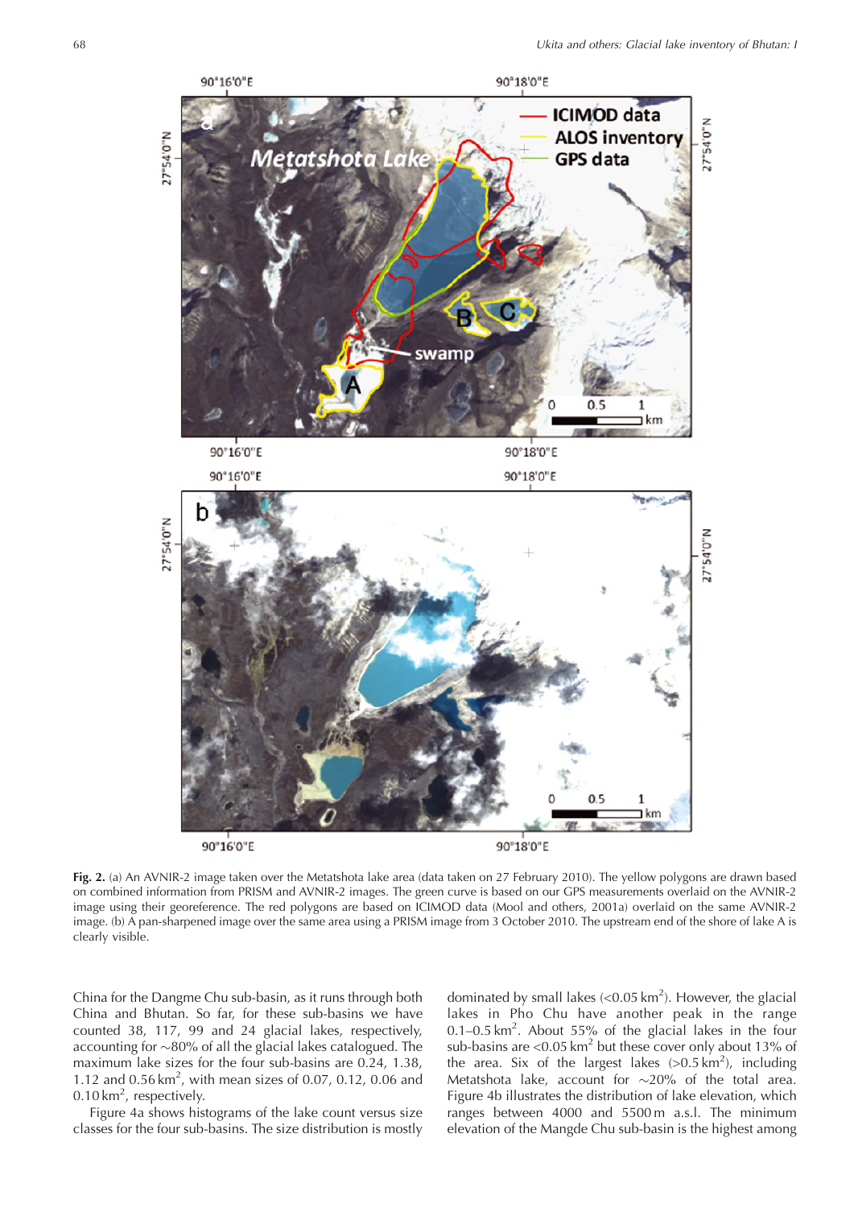**Fig. 2.** (a) An AVNIR-2 image taken over the Metatshota lake area (data taken on 27 February 2010). The yellow polygons are drawn based on combined information from PRISM and AVNIR-2 images. The green curve is based on our GPS measurements overlaid on the AVNIR-2 image using their georeference. The red polygons are based on ICIMOD data (Mool and others, 2001a) overlaid on the same AVNIR-2 image. (b) A pan-sharpened image over the same area using a PRISM image from 3 October 2010. The upstream end of the shore of lake A is clearly visible.

China for the Dangme Chu sub-basin, as it runs through both China and Bhutan. So far, for these sub-basins we have counted 38, 117, 99 and 24 glacial lakes, respectively, accounting for ~80% of all the glacial lakes catalogued. The maximum lake sizes for the four sub-basins are 0.24, 1.38, 1.12 and 0.56 $km^2$, with mean sizes of 0.07, 0.12, 0.06 and 0.10 $km^2$, respectively.

Figure 4a shows histograms of the lake count versus size classes for the four sub-basins. The size distribution is mostly dominated by small lakes (<0.05 $km^2$). However, the glacial lakes in Pho Chu have another peak in the range 0.1–0.5 $km^2$. About 55% of the glacial lakes in the four sub-basins are <0.05 $km^2$ but these cover only about 13% of the area. Six of the largest lakes (>0.5 $km^2$), including Metatshota lake, account for ~20% of the total area. Figure 4b illustrates the distribution of lake elevation, which ranges between 4000 and 5500 m a.s.l. The minimum elevation of the Mangde Chu sub-basin is the highest among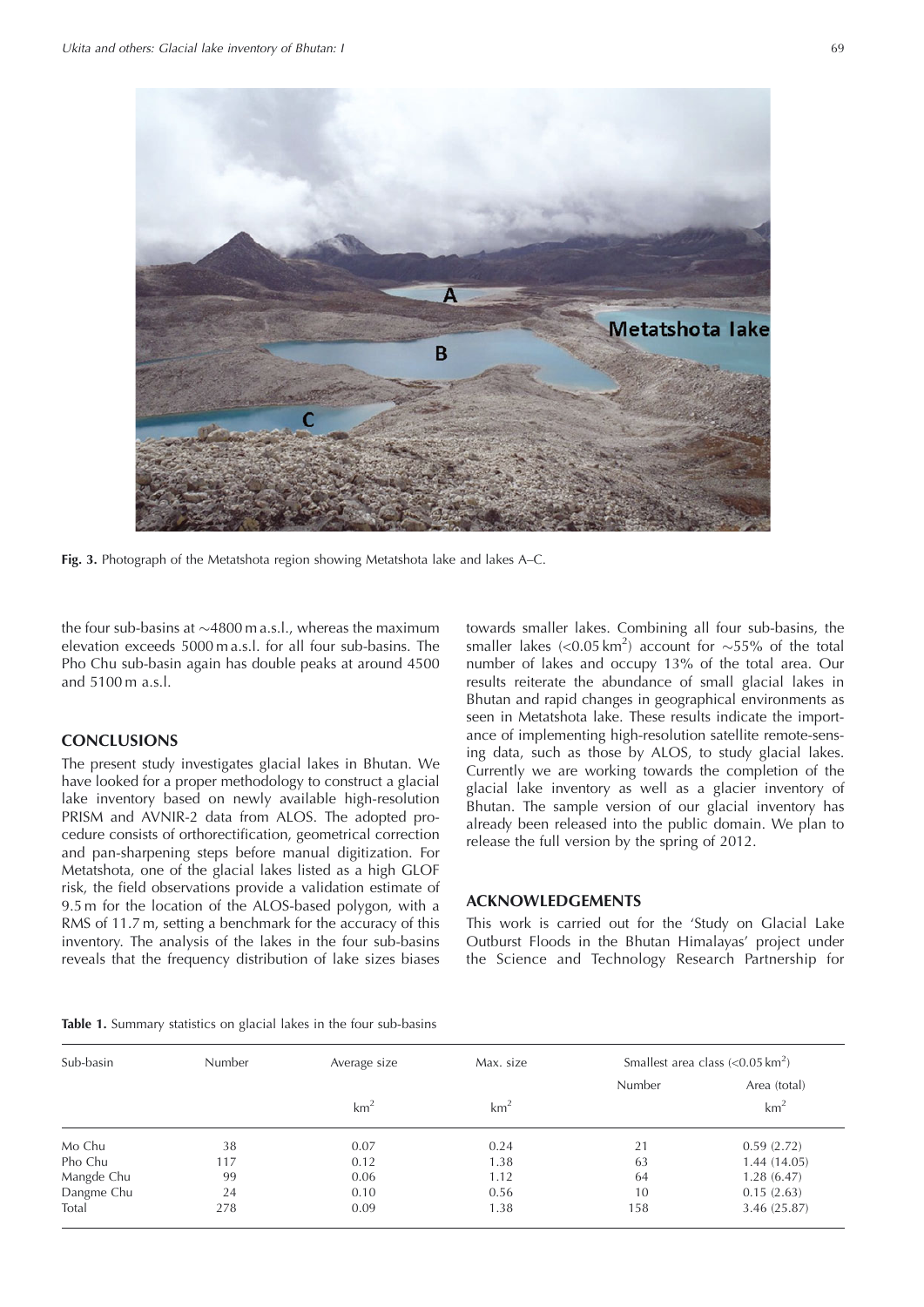**Fig. 3.** Photograph of the Metatshota region showing Metatshota lake and lakes A–C.

the four sub-basins at ~4800 m a.s.l., whereas the maximum elevation exceeds 5000 m a.s.l. for all four sub-basins. The Pho Chu sub-basin again has double peaks at around 4500 and 5100 m a.s.l.

## CONCLUSIONS

The present study investigates glacial lakes in Bhutan. We have looked for a proper methodology to construct a glacial lake inventory based on newly available high-resolution PRISM and AVNIR-2 data from ALOS. The adopted procedure consists of orthorectification, geometrical correction and pan-sharpening steps before manual digitization. For Metatshota, one of the glacial lakes listed as a high GLOF risk, the field observations provide a validation estimate of 9.5 m for the location of the ALOS-based polygon, with a RMS of 11.7 m, setting a benchmark for the accuracy of this inventory. The analysis of the lakes in the four sub-basins reveals that the frequency distribution of lake sizes biases towards smaller lakes. Combining all four sub-basins, the smaller lakes (<0.05 km$^2$) account for ~55% of the total number of lakes and occupy 13% of the total area. Our results reiterate the abundance of small glacial lakes in Bhutan and rapid changes in geographical environments as seen in Metatshota lake. These results indicate the importance of implementing high-resolution satellite remote-sensing data, such as those by ALOS, to study glacial lakes. Currently we are working towards the completion of the glacial lake inventory as well as a glacier inventory of Bhutan. The sample version of our glacial inventory has already been released into the public domain. We plan to release the full version by the spring of 2012.

## ACKNOWLEDGEMENTS

This work is carried out for the 'Study on Glacial Lake Outburst Floods in the Bhutan Himalayas' project under the Science and Technology Research Partnership for

**Table 1.** Summary statistics on glacial lakes in the four sub-basins

| Sub-basin | Number | Average size | Max. size | Smallest area class (<0.05 km$^2$) | |
|---|---|---|---|---|---|
| | | | | Number | Area (total) |
| | | km$^2$ | km$^2$ | | km$^2$ |
| Mo Chu | 38 | 0.07 | 0.24 | 21 | 0.59 (2.72) |
| Pho Chu | 117 | 0.12 | 1.38 | 63 | 1.44 (14.05) |
| Mangde Chu | 99 | 0.06 | 1.12 | 64 | 1.28 (6.47) |
| Dangme Chu | 24 | 0.10 | 0.56 | 10 | 0.15 (2.63) |
| Total | 278 | 0.09 | 1.38 | 158 | 3.46 (25.87) |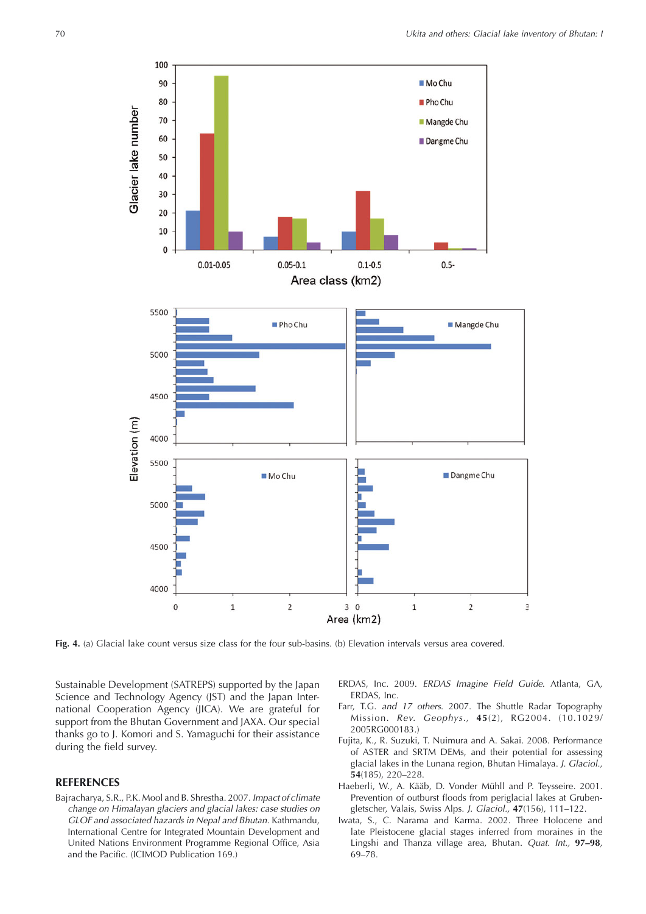Fig. 4. (a) Glacial lake count versus size class for the four sub-basins. (b) Elevation intervals versus area covered.

Sustainable Development (SATREPS) supported by the Japan Science and Technology Agency (JST) and the Japan International Cooperation Agency (JICA). We are grateful for support from the Bhutan Government and JAXA. Our special thanks go to J. Komori and S. Yamaguchi for their assistance during the field survey.

## REFERENCES

Bajracharya, S.R., P.K. Mool and B. Shrestha. 2007. *Impact of climate change on Himalayan glaciers and glacial lakes: case studies on GLOF and associated hazards in Nepal and Bhutan.* Kathmandu, International Centre for Integrated Mountain Development and United Nations Environment Programme Regional Office, Asia and the Pacific. (ICIMOD Publication 169.)

ERDAS, Inc. 2009. *ERDAS Imagine Field Guide.* Atlanta, GA, ERDAS, Inc.

Farr, T.G. *and 17 others.* 2007. The Shuttle Radar Topography Mission. *Rev. Geophys.,* **45**(2), RG2004. (10.1029/2005RG000183.)

Fujita, K., R. Suzuki, T. Nuimura and A. Sakai. 2008. Performance of ASTER and SRTM DEMs, and their potential for assessing glacial lakes in the Lunana region, Bhutan Himalaya. *J. Glaciol.,* **54**(185), 220–228.

Haeberli, W., A. Kääb, D. Vonder Mühll and P. Teysseire. 2001. Prevention of outburst floods from periglacial lakes at Grubengletscher, Valais, Swiss Alps. *J. Glaciol.,* **47**(156), 111–122.

Iwata, S., C. Narama and Karma. 2002. Three Holocene and late Pleistocene glacial stages inferred from moraines in the Lingshi and Thanza village area, Bhutan. *Quat. Int.,* **97–98**, 69–78.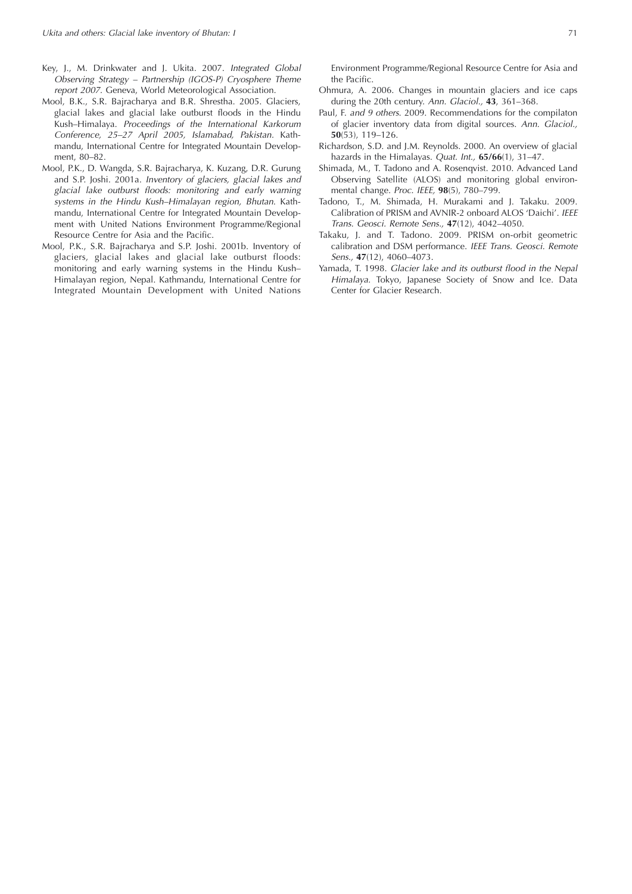Key, J., M. Drinkwater and J. Ukita. 2007. *Integrated Global Observing Strategy – Partnership (IGOS-P) Cryosphere Theme report 2007.* Geneva, World Meteorological Association.

Mool, B.K., S.R. Bajracharya and B.R. Shrestha. 2005. Glaciers, glacial lakes and glacial lake outburst floods in the Hindu Kush–Himalaya. *Proceedings of the International Karkorum Conference, 25–27 April 2005, Islamabad, Pakistan.* Kathmandu, International Centre for Integrated Mountain Development, 80–82.

Mool, P.K., D. Wangda, S.R. Bajracharya, K. Kuzang, D.R. Gurung and S.P. Joshi. 2001a. *Inventory of glaciers, glacial lakes and glacial lake outburst floods: monitoring and early warning systems in the Hindu Kush–Himalayan region, Bhutan.* Kathmandu, International Centre for Integrated Mountain Development with United Nations Environment Programme/Regional Resource Centre for Asia and the Pacific.

Mool, P.K., S.R. Bajracharya and S.P. Joshi. 2001b. Inventory of glaciers, glacial lakes and glacial lake outburst floods: monitoring and early warning systems in the Hindu Kush–Himalayan region, Nepal. Kathmandu, International Centre for Integrated Mountain Development with United Nations Environment Programme/Regional Resource Centre for Asia and the Pacific.

Ohmura, A. 2006. Changes in mountain glaciers and ice caps during the 20th century. *Ann. Glaciol.,* **43**, 361–368.

Paul, F. *and 9 others.* 2009. Recommendations for the compilaton of glacier inventory data from digital sources. *Ann. Glaciol.,* **50**(53), 119–126.

Richardson, S.D. and J.M. Reynolds. 2000. An overview of glacial hazards in the Himalayas. *Quat. Int.,* **65/66**(1), 31–47.

Shimada, M., T. Tadono and A. Rosenqvist. 2010. Advanced Land Observing Satellite (ALOS) and monitoring global environmental change. *Proc. IEEE,* **98**(5), 780–799.

Tadono, T., M. Shimada, H. Murakami and J. Takaku. 2009. Calibration of PRISM and AVNIR-2 onboard ALOS 'Daichi'. *IEEE Trans. Geosci. Remote Sens.,* **47**(12), 4042–4050.

Takaku, J. and T. Tadono. 2009. PRISM on-orbit geometric calibration and DSM performance. *IEEE Trans. Geosci. Remote Sens.,* **47**(12), 4060–4073.

Yamada, T. 1998. *Glacier lake and its outburst flood in the Nepal Himalaya.* Tokyo, Japanese Society of Snow and Ice. Data Center for Glacier Research.